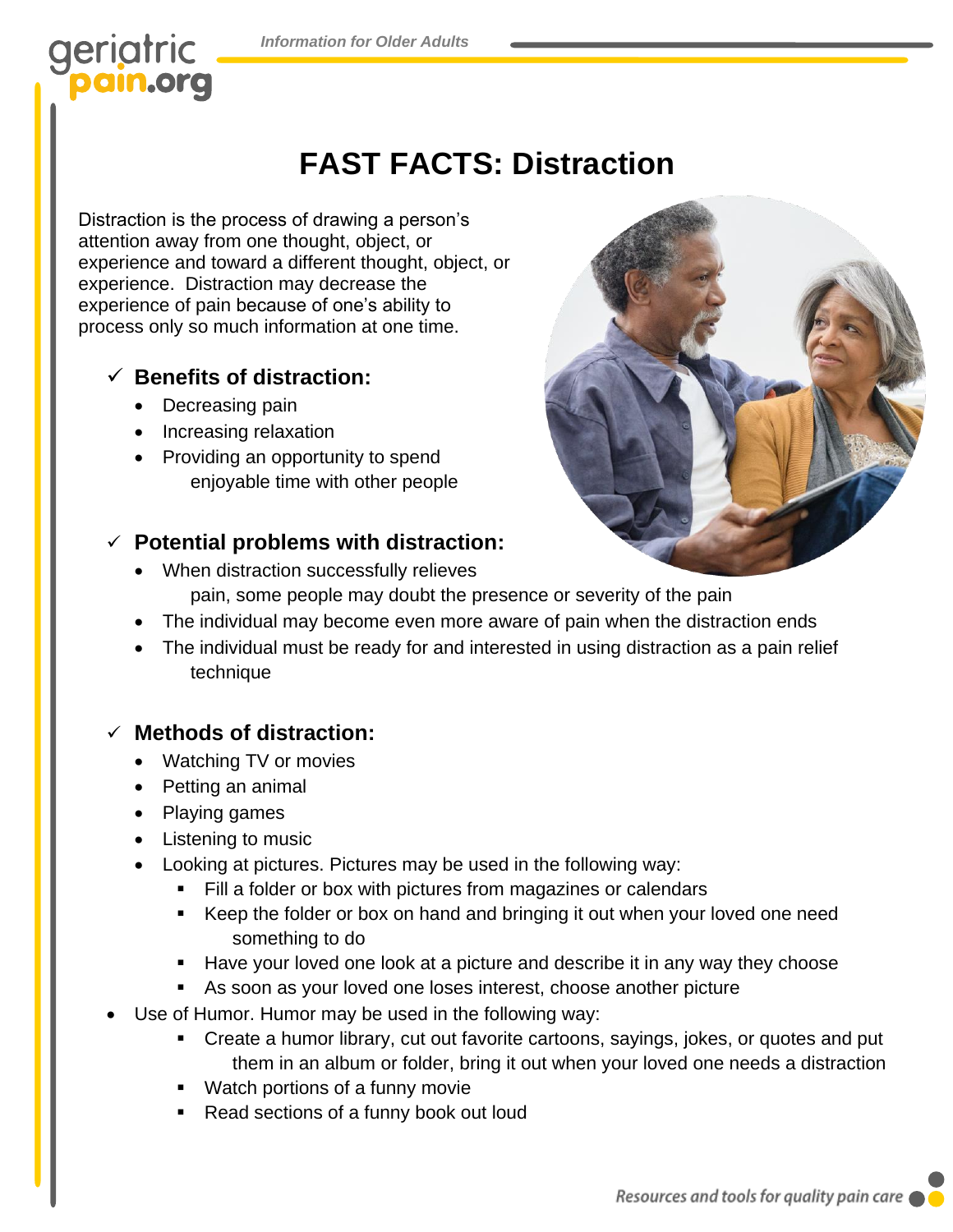# FAST FACTS: Distraction

Distraction is the process of drawing a person's attention away from one thought, object, or experience and toward a different thought, object, or experience. Distraction may decrease the experience of pain because of one's ability to process only so much information at one time.

## ✓ Benefits of distraction:

- Decreasing pain
- Increasing relaxation
- Providing an opportunity to spend enjoyable time with other people

## ✓ Potential problems with distraction:

- When distraction successfully relieves pain, some people may doubt the presence or severity of the pain
- The individual may become even more aware of pain when the distraction ends
- The individual must be ready for and interested in using distraction as a pain relief technique

## ✓ Methods of distraction:

- Watching TV or movies
- Petting an animal
- Playing games
- Listening to music
- Looking at pictures. Pictures may be used in the following way:
  - Fill a folder or box with pictures from magazines or calendars
  - Keep the folder or box on hand and bringing it out when your loved one need something to do
  - Have your loved one look at a picture and describe it in any way they choose
  - As soon as your loved one loses interest, choose another picture
- Use of Humor. Humor may be used in the following way:
  - Create a humor library, cut out favorite cartoons, sayings, jokes, or quotes and put them in an album or folder, bring it out when your loved one needs a distraction
  - Watch portions of a funny movie
  - Read sections of a funny book out loud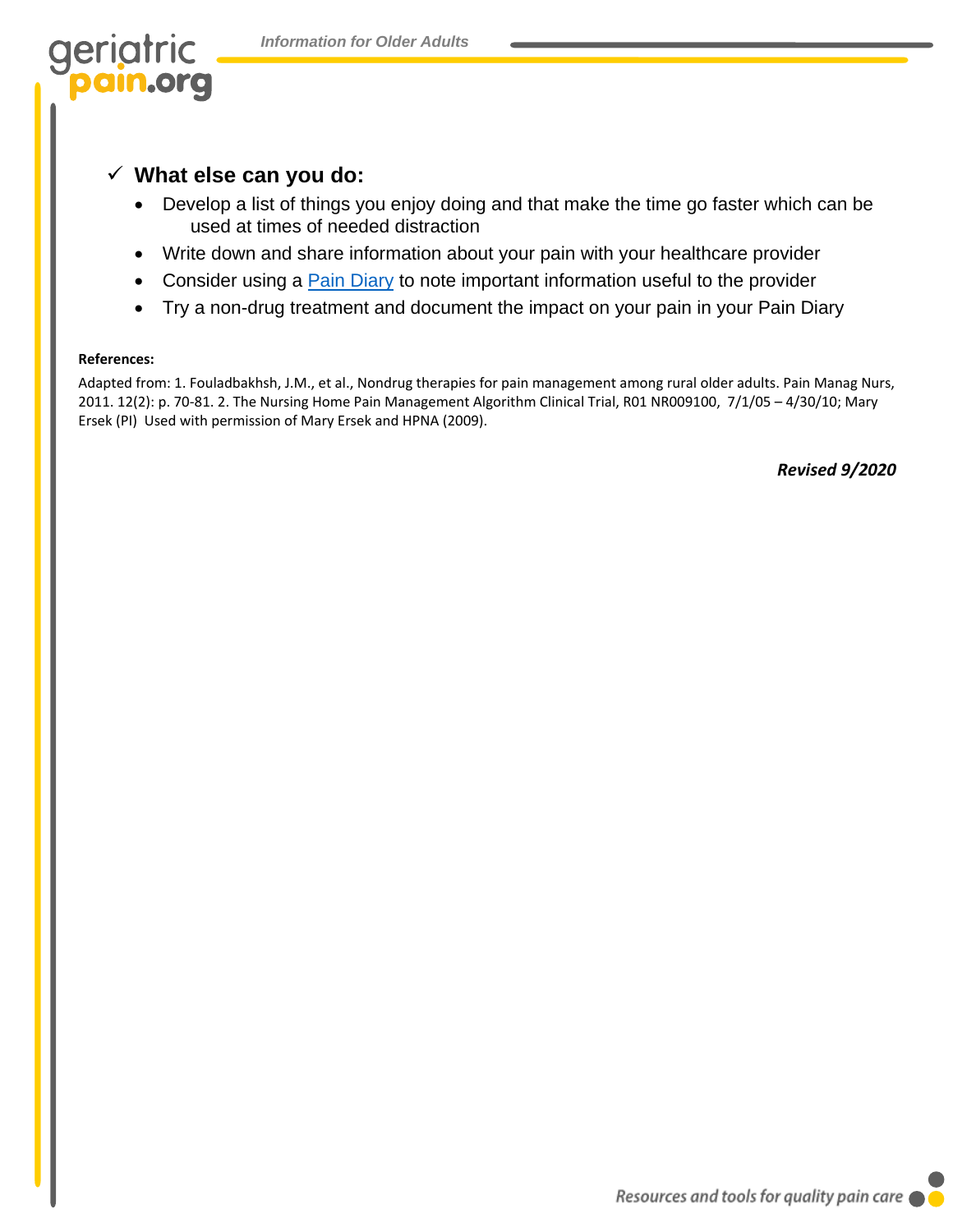## ✓ What else can you do:

- Develop a list of things you enjoy doing and that make the time go faster which can be used at times of needed distraction
- Write down and share information about your pain with your healthcare provider
- Consider using a Pain Diary to note important information useful to the provider
- Try a non-drug treatment and document the impact on your pain in your Pain Diary

**References:**

Adapted from: 1. Fouladbakhsh, J.M., et al., Nondrug therapies for pain management among rural older adults. Pain Manag Nurs, 2011. 12(2): p. 70-81. 2. The Nursing Home Pain Management Algorithm Clinical Trial, R01 NR009100, 7/1/05 – 4/30/10; Mary Ersek (PI) Used with permission of Mary Ersek and HPNA (2009).

***Revised 9/2020***